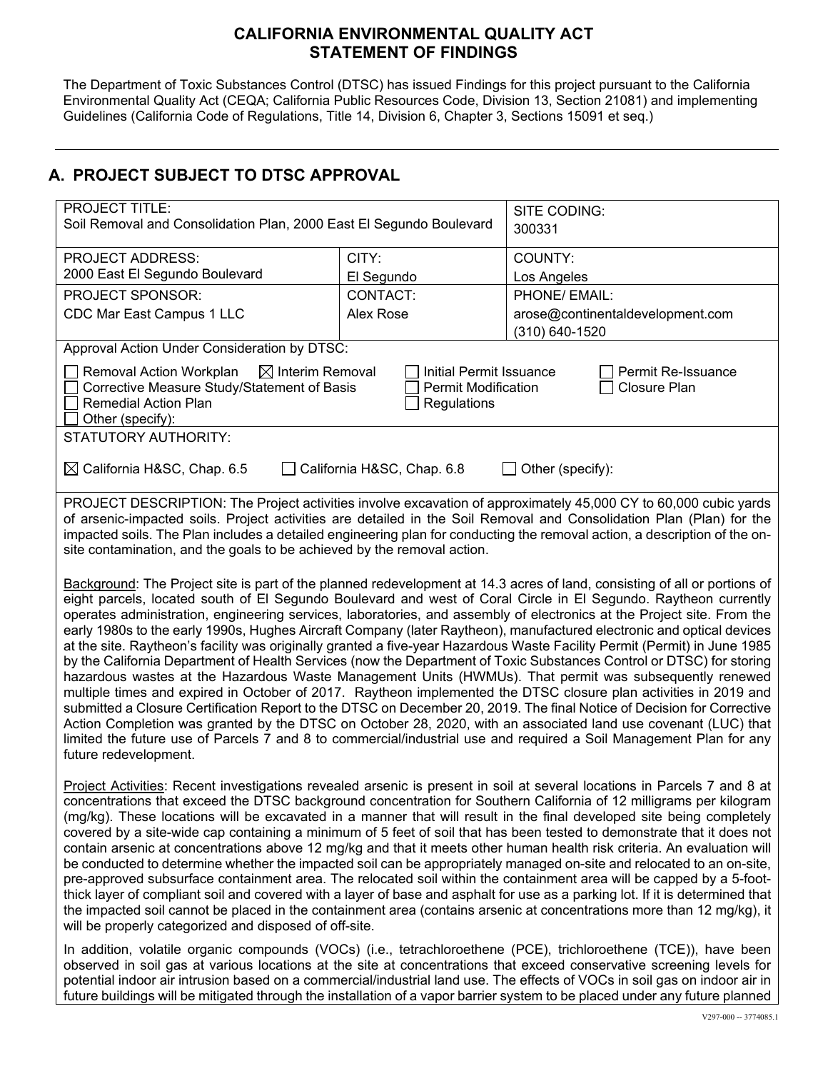# CALIFORNIA ENVIRONMENTAL QUALITY ACT
# STATEMENT OF FINDINGS

The Department of Toxic Substances Control (DTSC) has issued Findings for this project pursuant to the California Environmental Quality Act (CEQA; California Public Resources Code, Division 13, Section 21081) and implementing Guidelines (California Code of Regulations, Title 14, Division 6, Chapter 3, Sections 15091 et seq.)

---

## A. PROJECT SUBJECT TO DTSC APPROVAL

| PROJECT TITLE: Soil Removal and Consolidation Plan, 2000 East El Segundo Boulevard | | SITE CODING: 300331 |
|---|---|---|
| PROJECT ADDRESS: 2000 East El Segundo Boulevard | CITY: El Segundo | COUNTY: Los Angeles |
| PROJECT SPONSOR: CDC Mar East Campus 1 LLC | CONTACT: Alex Rose | PHONE/ EMAIL: arose@continentaldevelopment.com (310) 640-1520 |

Approval Action Under Consideration by DTSC:

- ☐ Removal Action Workplan
- ☒ Interim Removal
- ☐ Initial Permit Issuance
- ☐ Permit Re-Issuance
- ☐ Corrective Measure Study/Statement of Basis
- ☐ Permit Modification
- ☐ Closure Plan
- ☐ Remedial Action Plan
- ☐ Regulations
- ☐ Other (specify):

STATUTORY AUTHORITY:

- ☒ California H&SC, Chap. 6.5
- ☐ California H&SC, Chap. 6.8
- ☐ Other (specify):

PROJECT DESCRIPTION: The Project activities involve excavation of approximately 45,000 CY to 60,000 cubic yards of arsenic-impacted soils. Project activities are detailed in the Soil Removal and Consolidation Plan (Plan) for the impacted soils. The Plan includes a detailed engineering plan for conducting the removal action, a description of the on-site contamination, and the goals to be achieved by the removal action.

Background: The Project site is part of the planned redevelopment at 14.3 acres of land, consisting of all or portions of eight parcels, located south of El Segundo Boulevard and west of Coral Circle in El Segundo. Raytheon currently operates administration, engineering services, laboratories, and assembly of electronics at the Project site. From the early 1980s to the early 1990s, Hughes Aircraft Company (later Raytheon), manufactured electronic and optical devices at the site. Raytheon's facility was originally granted a five-year Hazardous Waste Facility Permit (Permit) in June 1985 by the California Department of Health Services (now the Department of Toxic Substances Control or DTSC) for storing hazardous wastes at the Hazardous Waste Management Units (HWMUs). That permit was subsequently renewed multiple times and expired in October of 2017. Raytheon implemented the DTSC closure plan activities in 2019 and submitted a Closure Certification Report to the DTSC on December 20, 2019. The final Notice of Decision for Corrective Action Completion was granted by the DTSC on October 28, 2020, with an associated land use covenant (LUC) that limited the future use of Parcels 7 and 8 to commercial/industrial use and required a Soil Management Plan for any future redevelopment.

Project Activities: Recent investigations revealed arsenic is present in soil at several locations in Parcels 7 and 8 at concentrations that exceed the DTSC background concentration for Southern California of 12 milligrams per kilogram (mg/kg). These locations will be excavated in a manner that will result in the final developed site being completely covered by a site-wide cap containing a minimum of 5 feet of soil that has been tested to demonstrate that it does not contain arsenic at concentrations above 12 mg/kg and that it meets other human health risk criteria. An evaluation will be conducted to determine whether the impacted soil can be appropriately managed on-site and relocated to an on-site, pre-approved subsurface containment area. The relocated soil within the containment area will be capped by a 5-foot-thick layer of compliant soil and covered with a layer of base and asphalt for use as a parking lot. If it is determined that the impacted soil cannot be placed in the containment area (contains arsenic at concentrations more than 12 mg/kg), it will be properly categorized and disposed of off-site.

In addition, volatile organic compounds (VOCs) (i.e., tetrachloroethene (PCE), trichloroethene (TCE)), have been observed in soil gas at various locations at the site at concentrations that exceed conservative screening levels for potential indoor air intrusion based on a commercial/industrial land use. The effects of VOCs in soil gas on indoor air in future buildings will be mitigated through the installation of a vapor barrier system to be placed under any future planned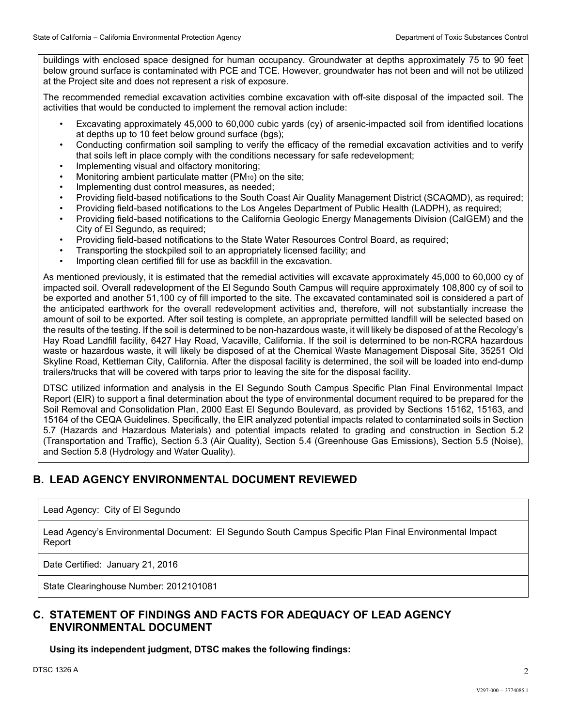buildings with enclosed space designed for human occupancy. Groundwater at depths approximately 75 to 90 feet below ground surface is contaminated with PCE and TCE. However, groundwater has not been and will not be utilized at the Project site and does not represent a risk of exposure.

The recommended remedial excavation activities combine excavation with off-site disposal of the impacted soil. The activities that would be conducted to implement the removal action include:

- Excavating approximately 45,000 to 60,000 cubic yards (cy) of arsenic-impacted soil from identified locations at depths up to 10 feet below ground surface (bgs);
- Conducting confirmation soil sampling to verify the efficacy of the remedial excavation activities and to verify that soils left in place comply with the conditions necessary for safe redevelopment;
- Implementing visual and olfactory monitoring;
- Monitoring ambient particulate matter ($PM_{10}$) on the site;
- Implementing dust control measures, as needed;
- Providing field-based notifications to the South Coast Air Quality Management District (SCAQMD), as required;
- Providing field-based notifications to the Los Angeles Department of Public Health (LADPH), as required;
- Providing field-based notifications to the California Geologic Energy Managements Division (CalGEM) and the City of El Segundo, as required;
- Providing field-based notifications to the State Water Resources Control Board, as required;
- Transporting the stockpiled soil to an appropriately licensed facility; and
- Importing clean certified fill for use as backfill in the excavation.

As mentioned previously, it is estimated that the remedial activities will excavate approximately 45,000 to 60,000 cy of impacted soil. Overall redevelopment of the El Segundo South Campus will require approximately 108,800 cy of soil to be exported and another 51,100 cy of fill imported to the site. The excavated contaminated soil is considered a part of the anticipated earthwork for the overall redevelopment activities and, therefore, will not substantially increase the amount of soil to be exported. After soil testing is complete, an appropriate permitted landfill will be selected based on the results of the testing. If the soil is determined to be non-hazardous waste, it will likely be disposed of at the Recology's Hay Road Landfill facility, 6427 Hay Road, Vacaville, California. If the soil is determined to be non-RCRA hazardous waste or hazardous waste, it will likely be disposed of at the Chemical Waste Management Disposal Site, 35251 Old Skyline Road, Kettleman City, California. After the disposal facility is determined, the soil will be loaded into end-dump trailers/trucks that will be covered with tarps prior to leaving the site for the disposal facility.

DTSC utilized information and analysis in the El Segundo South Campus Specific Plan Final Environmental Impact Report (EIR) to support a final determination about the type of environmental document required to be prepared for the Soil Removal and Consolidation Plan, 2000 East El Segundo Boulevard, as provided by Sections 15162, 15163, and 15164 of the CEQA Guidelines. Specifically, the EIR analyzed potential impacts related to contaminated soils in Section 5.7 (Hazards and Hazardous Materials) and potential impacts related to grading and construction in Section 5.2 (Transportation and Traffic), Section 5.3 (Air Quality), Section 5.4 (Greenhouse Gas Emissions), Section 5.5 (Noise), and Section 5.8 (Hydrology and Water Quality).

## B. LEAD AGENCY ENVIRONMENTAL DOCUMENT REVIEWED

Lead Agency: City of El Segundo

Lead Agency's Environmental Document: El Segundo South Campus Specific Plan Final Environmental Impact Report

Date Certified: January 21, 2016

State Clearinghouse Number: 2012101081

## C. STATEMENT OF FINDINGS AND FACTS FOR ADEQUACY OF LEAD AGENCY ENVIRONMENTAL DOCUMENT

**Using its independent judgment, DTSC makes the following findings:**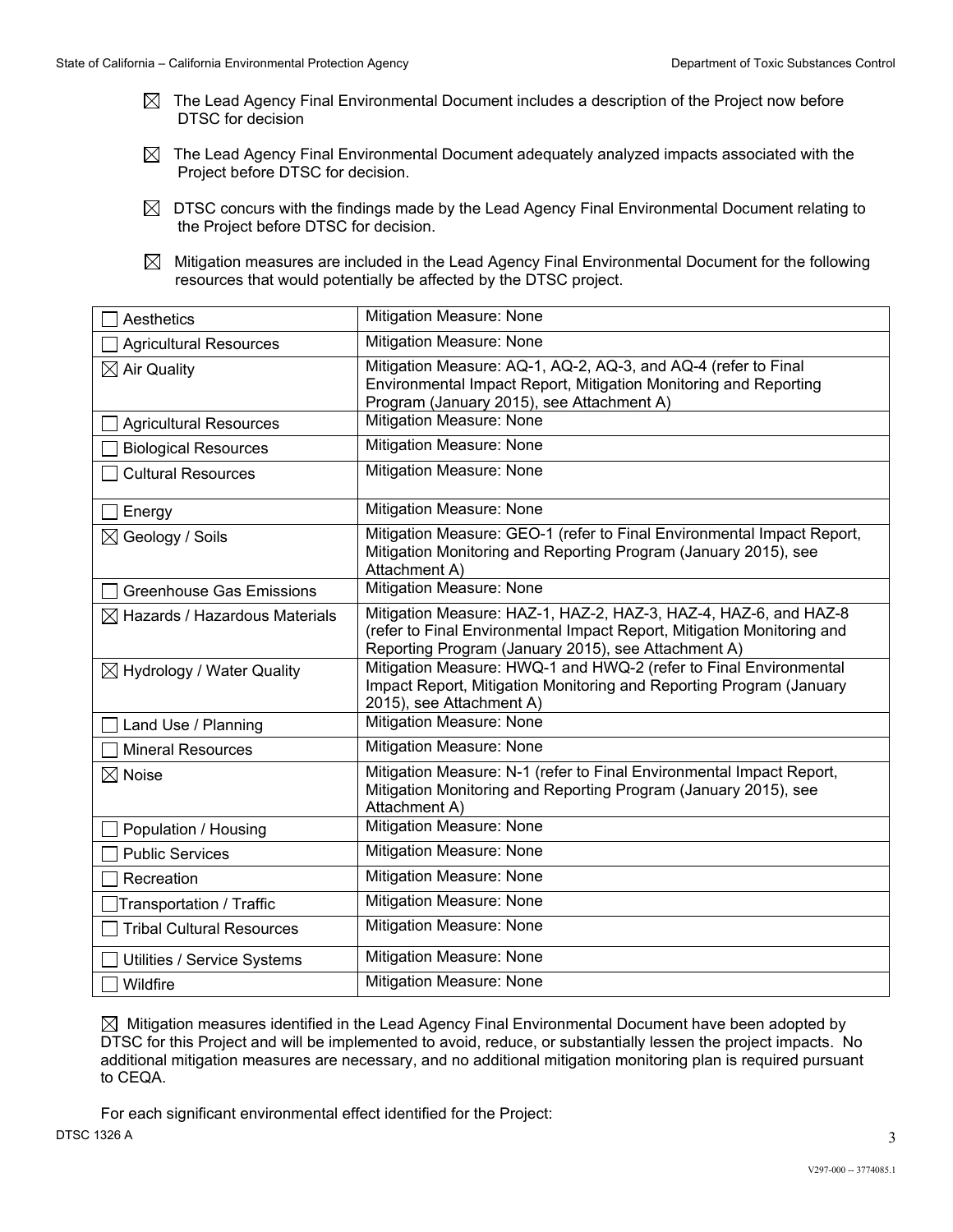☒ The Lead Agency Final Environmental Document includes a description of the Project now before DTSC for decision

☒ The Lead Agency Final Environmental Document adequately analyzed impacts associated with the Project before DTSC for decision.

☒ DTSC concurs with the findings made by the Lead Agency Final Environmental Document relating to the Project before DTSC for decision.

☒ Mitigation measures are included in the Lead Agency Final Environmental Document for the following resources that would potentially be affected by the DTSC project.

| Resource | Mitigation Measure |
|---|---|
| ☐ Aesthetics | Mitigation Measure: None |
| ☐ Agricultural Resources | Mitigation Measure: None |
| ☒ Air Quality | Mitigation Measure: AQ-1, AQ-2, AQ-3, and AQ-4 (refer to Final Environmental Impact Report, Mitigation Monitoring and Reporting Program (January 2015), see Attachment A) |
| ☐ Agricultural Resources | Mitigation Measure: None |
| ☐ Biological Resources | Mitigation Measure: None |
| ☐ Cultural Resources | Mitigation Measure: None |
| ☐ Energy | Mitigation Measure: None |
| ☒ Geology / Soils | Mitigation Measure: GEO-1 (refer to Final Environmental Impact Report, Mitigation Monitoring and Reporting Program (January 2015), see Attachment A) |
| ☐ Greenhouse Gas Emissions | Mitigation Measure: None |
| ☒ Hazards / Hazardous Materials | Mitigation Measure: HAZ-1, HAZ-2, HAZ-3, HAZ-4, HAZ-6, and HAZ-8 (refer to Final Environmental Impact Report, Mitigation Monitoring and Reporting Program (January 2015), see Attachment A) |
| ☒ Hydrology / Water Quality | Mitigation Measure: HWQ-1 and HWQ-2 (refer to Final Environmental Impact Report, Mitigation Monitoring and Reporting Program (January 2015), see Attachment A) |
| ☐ Land Use / Planning | Mitigation Measure: None |
| ☐ Mineral Resources | Mitigation Measure: None |
| ☒ Noise | Mitigation Measure: N-1 (refer to Final Environmental Impact Report, Mitigation Monitoring and Reporting Program (January 2015), see Attachment A) |
| ☐ Population / Housing | Mitigation Measure: None |
| ☐ Public Services | Mitigation Measure: None |
| ☐ Recreation | Mitigation Measure: None |
| ☐ Transportation / Traffic | Mitigation Measure: None |
| ☐ Tribal Cultural Resources | Mitigation Measure: None |
| ☐ Utilities / Service Systems | Mitigation Measure: None |
| ☐ Wildfire | Mitigation Measure: None |

☒ Mitigation measures identified in the Lead Agency Final Environmental Document have been adopted by DTSC for this Project and will be implemented to avoid, reduce, or substantially lessen the project impacts. No additional mitigation measures are necessary, and no additional mitigation monitoring plan is required pursuant to CEQA.

For each significant environmental effect identified for the Project: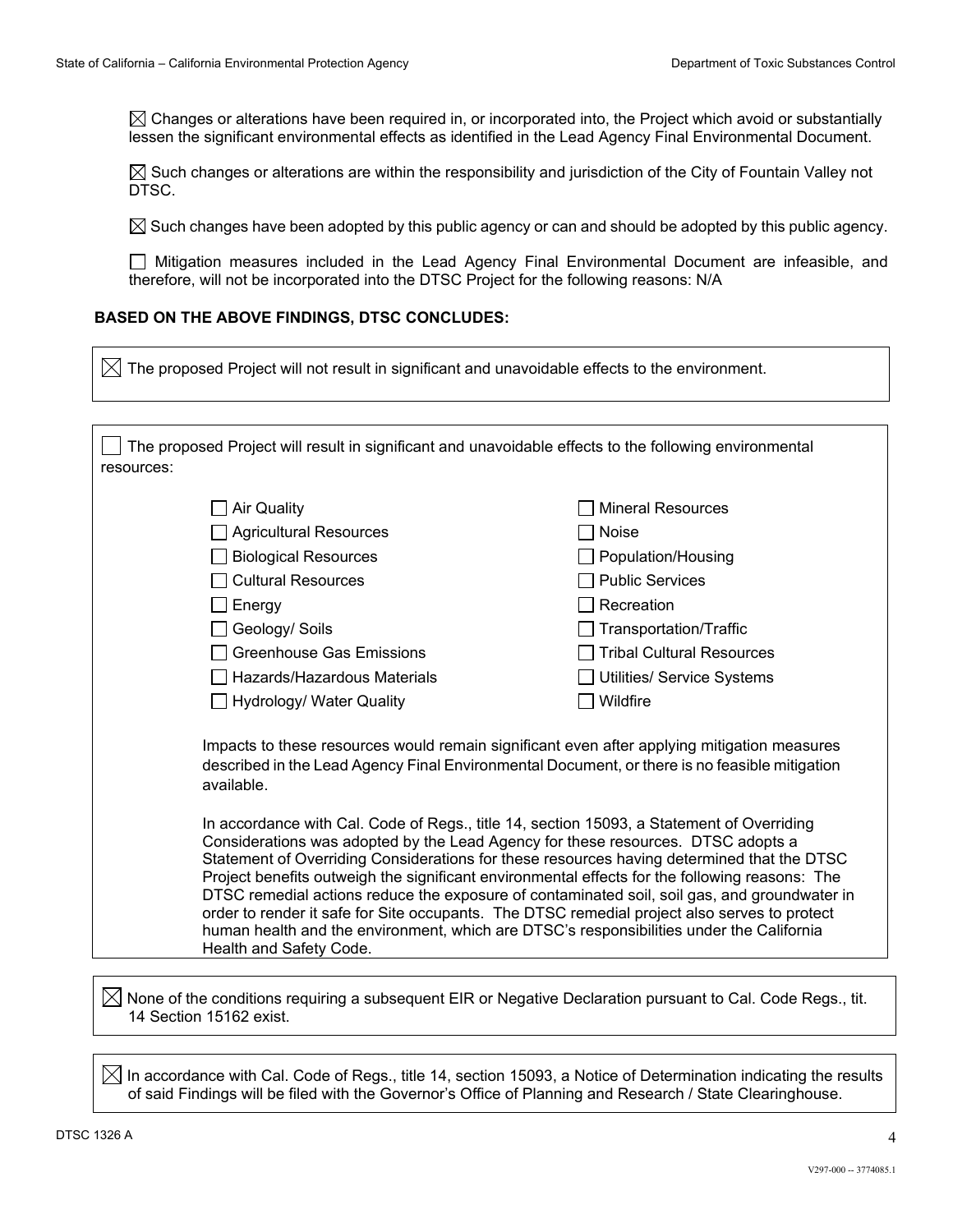☒ Changes or alterations have been required in, or incorporated into, the Project which avoid or substantially lessen the significant environmental effects as identified in the Lead Agency Final Environmental Document.

☒ Such changes or alterations are within the responsibility and jurisdiction of the City of Fountain Valley not DTSC.

☒ Such changes have been adopted by this public agency or can and should be adopted by this public agency.

☐ Mitigation measures included in the Lead Agency Final Environmental Document are infeasible, and therefore, will not be incorporated into the DTSC Project for the following reasons: N/A

**BASED ON THE ABOVE FINDINGS, DTSC CONCLUDES:**

☒ The proposed Project will not result in significant and unavoidable effects to the environment.

☐ The proposed Project will result in significant and unavoidable effects to the following environmental resources:

| | |
|---|---|
| ☐ Air Quality | ☐ Mineral Resources |
| ☐ Agricultural Resources | ☐ Noise |
| ☐ Biological Resources | ☐ Population/Housing |
| ☐ Cultural Resources | ☐ Public Services |
| ☐ Energy | ☐ Recreation |
| ☐ Geology/ Soils | ☐ Transportation/Traffic |
| ☐ Greenhouse Gas Emissions | ☐ Tribal Cultural Resources |
| ☐ Hazards/Hazardous Materials | ☐ Utilities/ Service Systems |
| ☐ Hydrology/ Water Quality | ☐ Wildfire |

Impacts to these resources would remain significant even after applying mitigation measures described in the Lead Agency Final Environmental Document, or there is no feasible mitigation available.

In accordance with Cal. Code of Regs., title 14, section 15093, a Statement of Overriding Considerations was adopted by the Lead Agency for these resources. DTSC adopts a Statement of Overriding Considerations for these resources having determined that the DTSC Project benefits outweigh the significant environmental effects for the following reasons: The DTSC remedial actions reduce the exposure of contaminated soil, soil gas, and groundwater in order to render it safe for Site occupants. The DTSC remedial project also serves to protect human health and the environment, which are DTSC's responsibilities under the California Health and Safety Code.

☒ None of the conditions requiring a subsequent EIR or Negative Declaration pursuant to Cal. Code Regs., tit. 14 Section 15162 exist.

☒ In accordance with Cal. Code of Regs., title 14, section 15093, a Notice of Determination indicating the results of said Findings will be filed with the Governor's Office of Planning and Research / State Clearinghouse.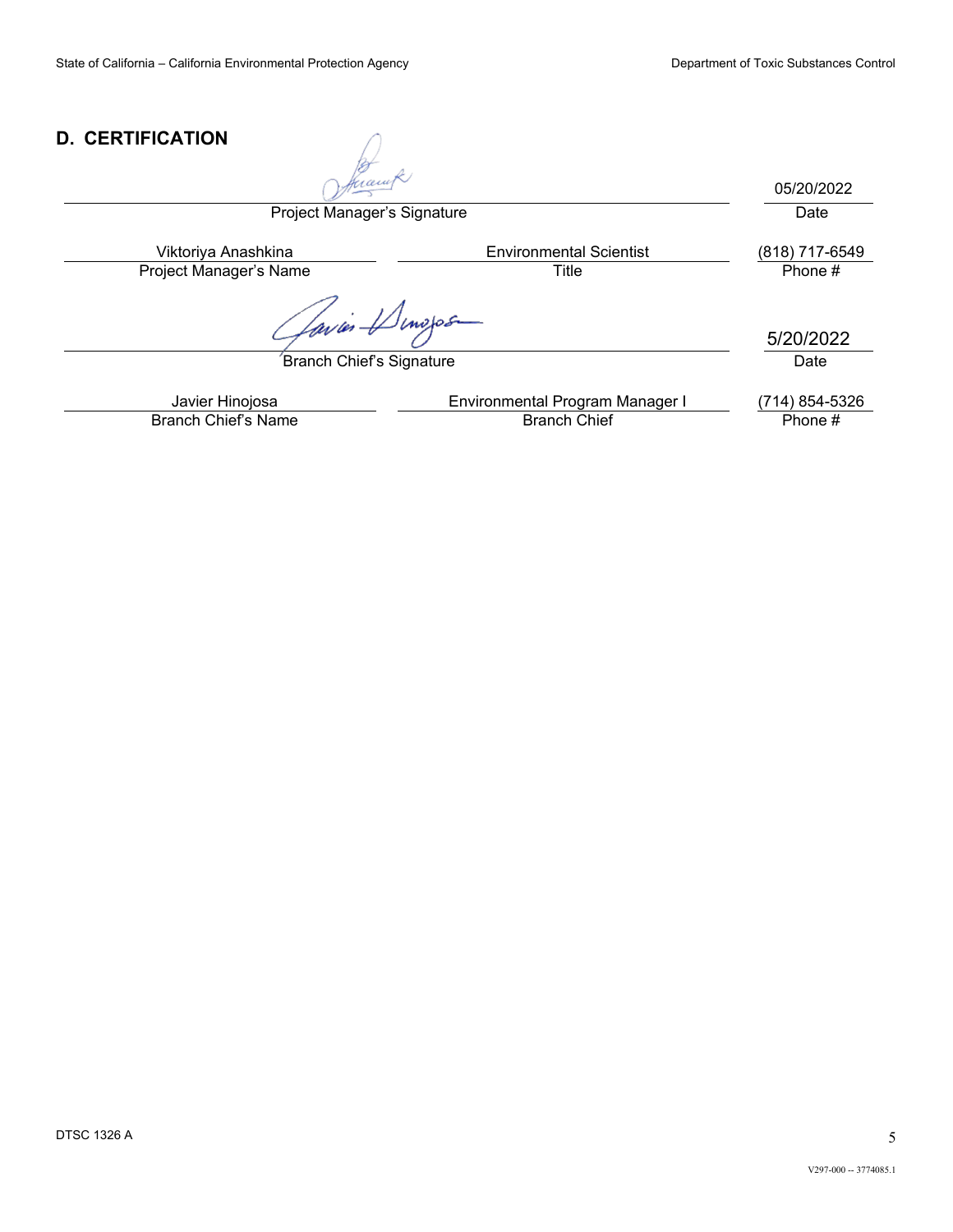## D. CERTIFICATION

| Project Manager's Signature | | 05/20/2022 |
|---|---|---|
| | | Date |
| Viktoriya Anashkina | Environmental Scientist | (818) 717-6549 |
| Project Manager's Name | Title | Phone # |

| Branch Chief's Signature | | 5/20/2022 |
|---|---|---|
| | | Date |
| Javier Hinojosa | Environmental Program Manager I | (714) 854-5326 |
| Branch Chief's Name | Branch Chief | Phone # |

DTSC 1326 A

V297-000 -- 3774085.1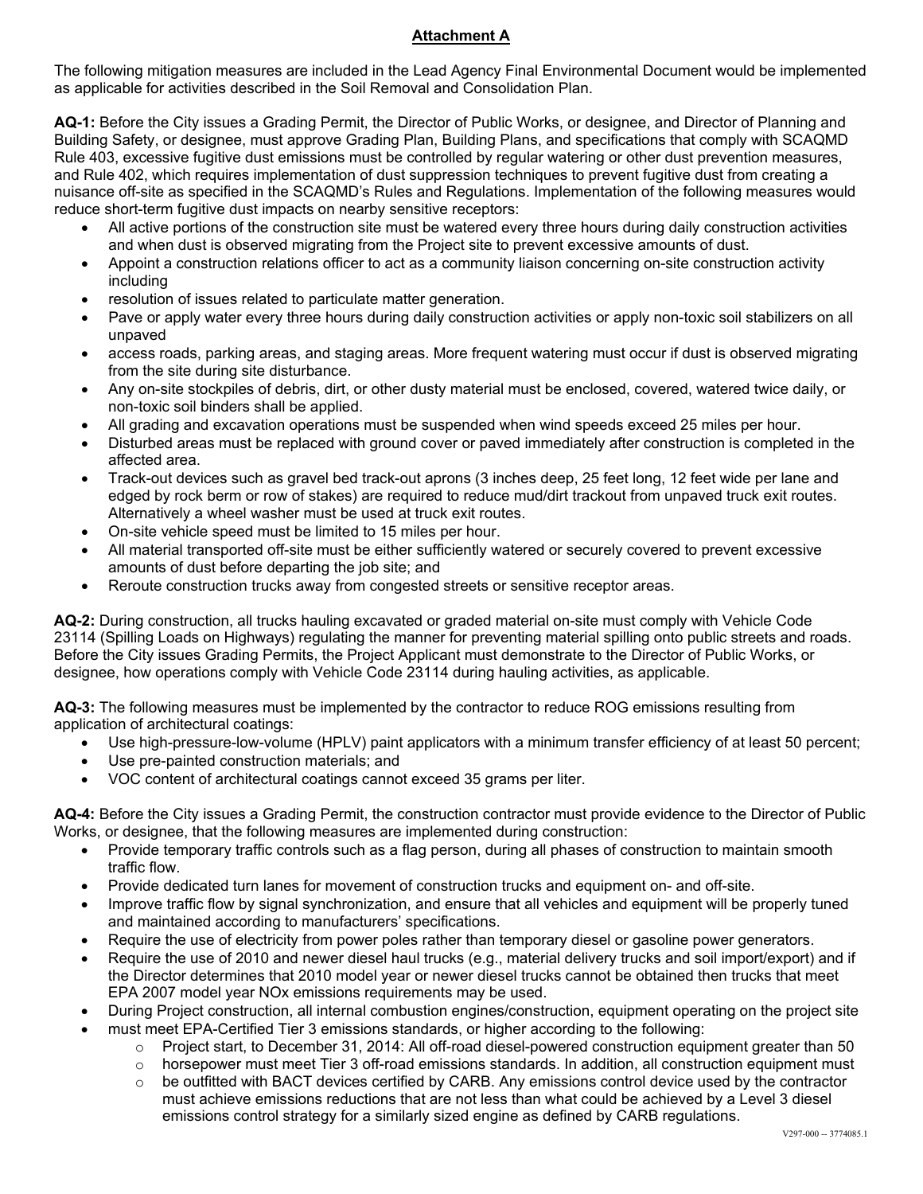**Attachment A**

The following mitigation measures are included in the Lead Agency Final Environmental Document would be implemented as applicable for activities described in the Soil Removal and Consolidation Plan.

**AQ-1:** Before the City issues a Grading Permit, the Director of Public Works, or designee, and Director of Planning and Building Safety, or designee, must approve Grading Plan, Building Plans, and specifications that comply with SCAQMD Rule 403, excessive fugitive dust emissions must be controlled by regular watering or other dust prevention measures, and Rule 402, which requires implementation of dust suppression techniques to prevent fugitive dust from creating a nuisance off-site as specified in the SCAQMD's Rules and Regulations. Implementation of the following measures would reduce short-term fugitive dust impacts on nearby sensitive receptors:

- All active portions of the construction site must be watered every three hours during daily construction activities and when dust is observed migrating from the Project site to prevent excessive amounts of dust.
- Appoint a construction relations officer to act as a community liaison concerning on-site construction activity including
- resolution of issues related to particulate matter generation.
- Pave or apply water every three hours during daily construction activities or apply non-toxic soil stabilizers on all unpaved
- access roads, parking areas, and staging areas. More frequent watering must occur if dust is observed migrating from the site during site disturbance.
- Any on-site stockpiles of debris, dirt, or other dusty material must be enclosed, covered, watered twice daily, or non-toxic soil binders shall be applied.
- All grading and excavation operations must be suspended when wind speeds exceed 25 miles per hour.
- Disturbed areas must be replaced with ground cover or paved immediately after construction is completed in the affected area.
- Track-out devices such as gravel bed track-out aprons (3 inches deep, 25 feet long, 12 feet wide per lane and edged by rock berm or row of stakes) are required to reduce mud/dirt trackout from unpaved truck exit routes. Alternatively a wheel washer must be used at truck exit routes.
- On-site vehicle speed must be limited to 15 miles per hour.
- All material transported off-site must be either sufficiently watered or securely covered to prevent excessive amounts of dust before departing the job site; and
- Reroute construction trucks away from congested streets or sensitive receptor areas.

**AQ-2:** During construction, all trucks hauling excavated or graded material on-site must comply with Vehicle Code 23114 (Spilling Loads on Highways) regulating the manner for preventing material spilling onto public streets and roads. Before the City issues Grading Permits, the Project Applicant must demonstrate to the Director of Public Works, or designee, how operations comply with Vehicle Code 23114 during hauling activities, as applicable.

**AQ-3:** The following measures must be implemented by the contractor to reduce ROG emissions resulting from application of architectural coatings:

- Use high-pressure-low-volume (HPLV) paint applicators with a minimum transfer efficiency of at least 50 percent;
- Use pre-painted construction materials; and
- VOC content of architectural coatings cannot exceed 35 grams per liter.

**AQ-4:** Before the City issues a Grading Permit, the construction contractor must provide evidence to the Director of Public Works, or designee, that the following measures are implemented during construction:

- Provide temporary traffic controls such as a flag person, during all phases of construction to maintain smooth traffic flow.
- Provide dedicated turn lanes for movement of construction trucks and equipment on- and off-site.
- Improve traffic flow by signal synchronization, and ensure that all vehicles and equipment will be properly tuned and maintained according to manufacturers' specifications.
- Require the use of electricity from power poles rather than temporary diesel or gasoline power generators.
- Require the use of 2010 and newer diesel haul trucks (e.g., material delivery trucks and soil import/export) and if the Director determines that 2010 model year or newer diesel trucks cannot be obtained then trucks that meet EPA 2007 model year NOx emissions requirements may be used.
- During Project construction, all internal combustion engines/construction, equipment operating on the project site
- must meet EPA-Certified Tier 3 emissions standards, or higher according to the following:
  - Project start, to December 31, 2014: All off-road diesel-powered construction equipment greater than 50
  - horsepower must meet Tier 3 off-road emissions standards. In addition, all construction equipment must
  - be outfitted with BACT devices certified by CARB. Any emissions control device used by the contractor must achieve emissions reductions that are not less than what could be achieved by a Level 3 diesel emissions control strategy for a similarly sized engine as defined by CARB regulations.

V297-000 -- 3774085.1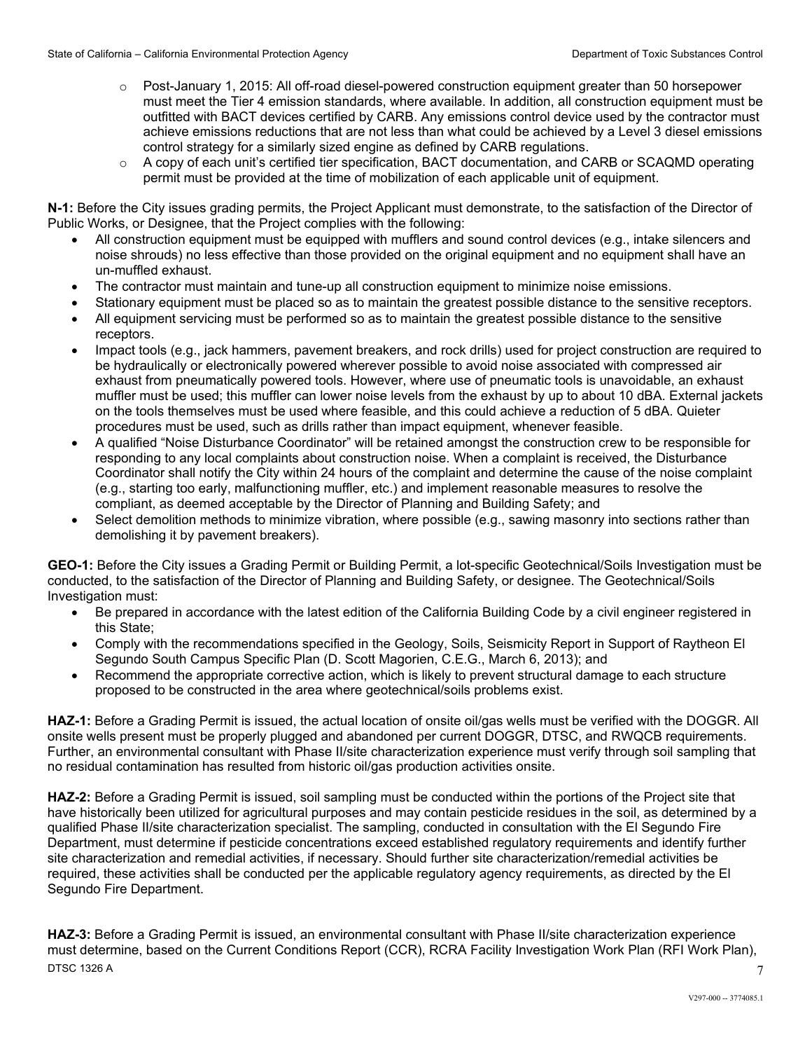- Post-January 1, 2015: All off-road diesel-powered construction equipment greater than 50 horsepower must meet the Tier 4 emission standards, where available. In addition, all construction equipment must be outfitted with BACT devices certified by CARB. Any emissions control device used by the contractor must achieve emissions reductions that are not less than what could be achieved by a Level 3 diesel emissions control strategy for a similarly sized engine as defined by CARB regulations.
- A copy of each unit's certified tier specification, BACT documentation, and CARB or SCAQMD operating permit must be provided at the time of mobilization of each applicable unit of equipment.

**N-1:** Before the City issues grading permits, the Project Applicant must demonstrate, to the satisfaction of the Director of Public Works, or Designee, that the Project complies with the following:

- All construction equipment must be equipped with mufflers and sound control devices (e.g., intake silencers and noise shrouds) no less effective than those provided on the original equipment and no equipment shall have an un-muffled exhaust.
- The contractor must maintain and tune-up all construction equipment to minimize noise emissions.
- Stationary equipment must be placed so as to maintain the greatest possible distance to the sensitive receptors.
- All equipment servicing must be performed so as to maintain the greatest possible distance to the sensitive receptors.
- Impact tools (e.g., jack hammers, pavement breakers, and rock drills) used for project construction are required to be hydraulically or electronically powered wherever possible to avoid noise associated with compressed air exhaust from pneumatically powered tools. However, where use of pneumatic tools is unavoidable, an exhaust muffler must be used; this muffler can lower noise levels from the exhaust by up to about 10 dBA. External jackets on the tools themselves must be used where feasible, and this could achieve a reduction of 5 dBA. Quieter procedures must be used, such as drills rather than impact equipment, whenever feasible.
- A qualified "Noise Disturbance Coordinator" will be retained amongst the construction crew to be responsible for responding to any local complaints about construction noise. When a complaint is received, the Disturbance Coordinator shall notify the City within 24 hours of the complaint and determine the cause of the noise complaint (e.g., starting too early, malfunctioning muffler, etc.) and implement reasonable measures to resolve the compliant, as deemed acceptable by the Director of Planning and Building Safety; and
- Select demolition methods to minimize vibration, where possible (e.g., sawing masonry into sections rather than demolishing it by pavement breakers).

**GEO-1:** Before the City issues a Grading Permit or Building Permit, a lot-specific Geotechnical/Soils Investigation must be conducted, to the satisfaction of the Director of Planning and Building Safety, or designee. The Geotechnical/Soils Investigation must:

- Be prepared in accordance with the latest edition of the California Building Code by a civil engineer registered in this State;
- Comply with the recommendations specified in the Geology, Soils, Seismicity Report in Support of Raytheon El Segundo South Campus Specific Plan (D. Scott Magorien, C.E.G., March 6, 2013); and
- Recommend the appropriate corrective action, which is likely to prevent structural damage to each structure proposed to be constructed in the area where geotechnical/soils problems exist.

**HAZ-1:** Before a Grading Permit is issued, the actual location of onsite oil/gas wells must be verified with the DOGGR. All onsite wells present must be properly plugged and abandoned per current DOGGR, DTSC, and RWQCB requirements. Further, an environmental consultant with Phase II/site characterization experience must verify through soil sampling that no residual contamination has resulted from historic oil/gas production activities onsite.

**HAZ-2:** Before a Grading Permit is issued, soil sampling must be conducted within the portions of the Project site that have historically been utilized for agricultural purposes and may contain pesticide residues in the soil, as determined by a qualified Phase II/site characterization specialist. The sampling, conducted in consultation with the El Segundo Fire Department, must determine if pesticide concentrations exceed established regulatory requirements and identify further site characterization and remedial activities, if necessary. Should further site characterization/remedial activities be required, these activities shall be conducted per the applicable regulatory agency requirements, as directed by the El Segundo Fire Department.

**HAZ-3:** Before a Grading Permit is issued, an environmental consultant with Phase II/site characterization experience must determine, based on the Current Conditions Report (CCR), RCRA Facility Investigation Work Plan (RFI Work Plan),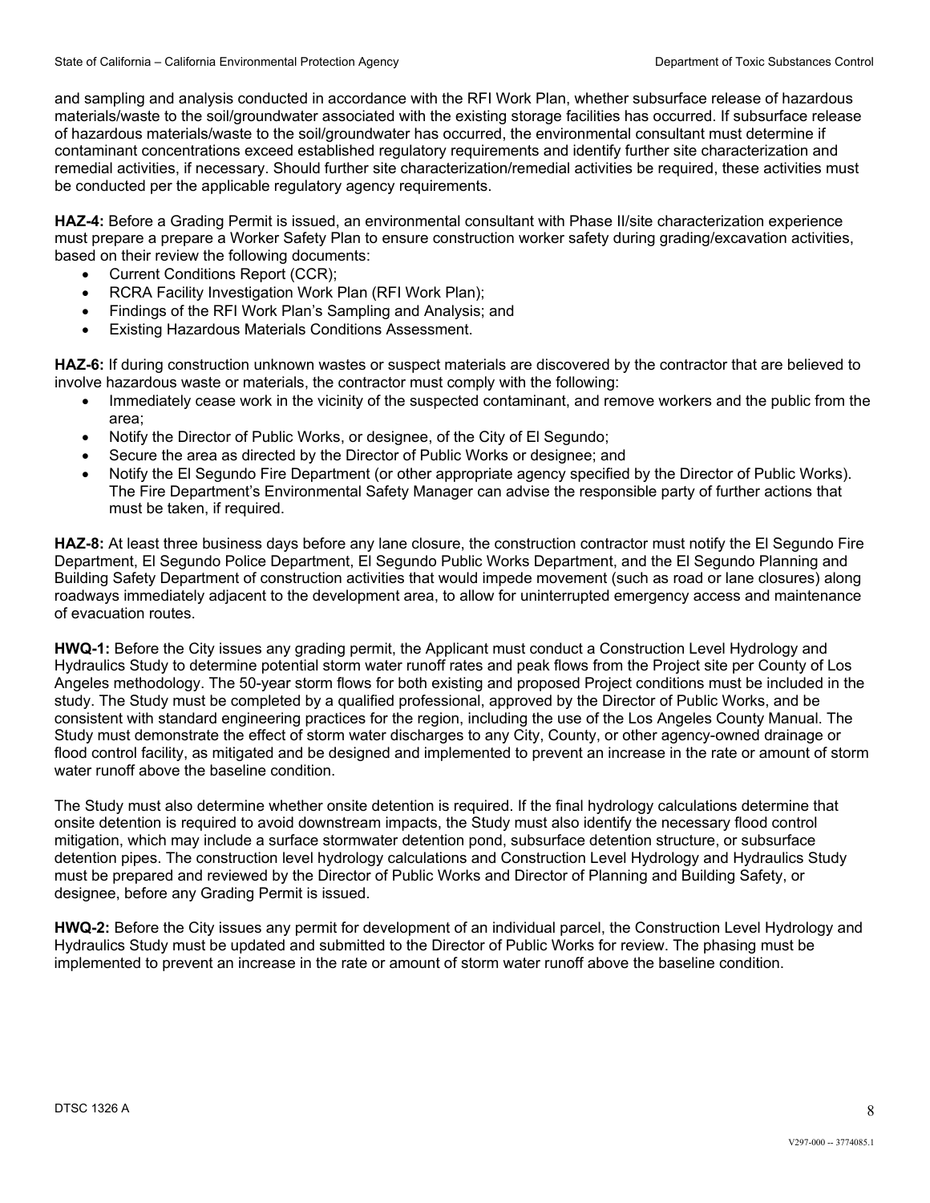and sampling and analysis conducted in accordance with the RFI Work Plan, whether subsurface release of hazardous materials/waste to the soil/groundwater associated with the existing storage facilities has occurred. If subsurface release of hazardous materials/waste to the soil/groundwater has occurred, the environmental consultant must determine if contaminant concentrations exceed established regulatory requirements and identify further site characterization and remedial activities, if necessary. Should further site characterization/remedial activities be required, these activities must be conducted per the applicable regulatory agency requirements.

**HAZ-4:** Before a Grading Permit is issued, an environmental consultant with Phase II/site characterization experience must prepare a prepare a Worker Safety Plan to ensure construction worker safety during grading/excavation activities, based on their review the following documents:

- Current Conditions Report (CCR);
- RCRA Facility Investigation Work Plan (RFI Work Plan);
- Findings of the RFI Work Plan's Sampling and Analysis; and
- Existing Hazardous Materials Conditions Assessment.

**HAZ-6:** If during construction unknown wastes or suspect materials are discovered by the contractor that are believed to involve hazardous waste or materials, the contractor must comply with the following:

- Immediately cease work in the vicinity of the suspected contaminant, and remove workers and the public from the area;
- Notify the Director of Public Works, or designee, of the City of El Segundo;
- Secure the area as directed by the Director of Public Works or designee; and
- Notify the El Segundo Fire Department (or other appropriate agency specified by the Director of Public Works). The Fire Department's Environmental Safety Manager can advise the responsible party of further actions that must be taken, if required.

**HAZ-8:** At least three business days before any lane closure, the construction contractor must notify the El Segundo Fire Department, El Segundo Police Department, El Segundo Public Works Department, and the El Segundo Planning and Building Safety Department of construction activities that would impede movement (such as road or lane closures) along roadways immediately adjacent to the development area, to allow for uninterrupted emergency access and maintenance of evacuation routes.

**HWQ-1:** Before the City issues any grading permit, the Applicant must conduct a Construction Level Hydrology and Hydraulics Study to determine potential storm water runoff rates and peak flows from the Project site per County of Los Angeles methodology. The 50-year storm flows for both existing and proposed Project conditions must be included in the study. The Study must be completed by a qualified professional, approved by the Director of Public Works, and be consistent with standard engineering practices for the region, including the use of the Los Angeles County Manual. The Study must demonstrate the effect of storm water discharges to any City, County, or other agency-owned drainage or flood control facility, as mitigated and be designed and implemented to prevent an increase in the rate or amount of storm water runoff above the baseline condition.

The Study must also determine whether onsite detention is required. If the final hydrology calculations determine that onsite detention is required to avoid downstream impacts, the Study must also identify the necessary flood control mitigation, which may include a surface stormwater detention pond, subsurface detention structure, or subsurface detention pipes. The construction level hydrology calculations and Construction Level Hydrology and Hydraulics Study must be prepared and reviewed by the Director of Public Works and Director of Planning and Building Safety, or designee, before any Grading Permit is issued.

**HWQ-2:** Before the City issues any permit for development of an individual parcel, the Construction Level Hydrology and Hydraulics Study must be updated and submitted to the Director of Public Works for review. The phasing must be implemented to prevent an increase in the rate or amount of storm water runoff above the baseline condition.